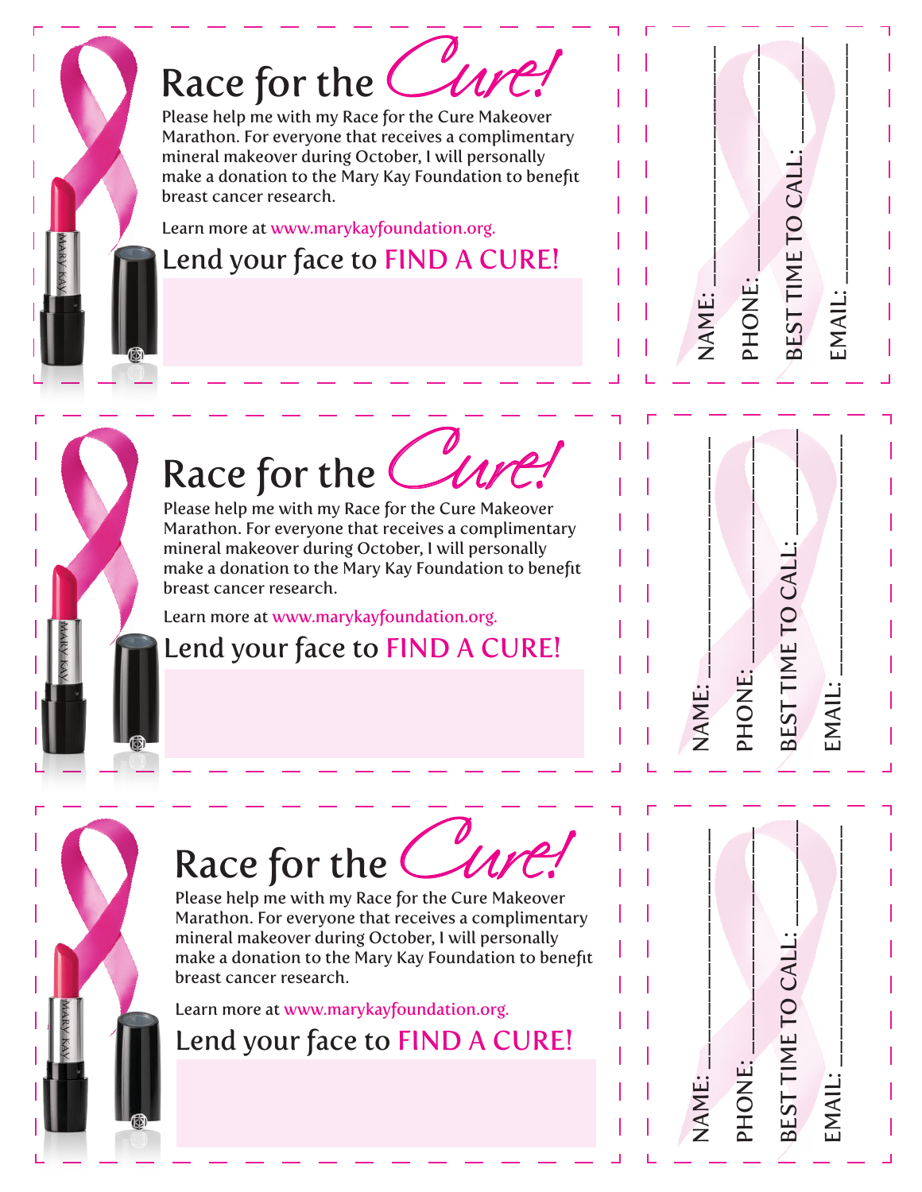# Race for the Cure!

Please help me with my Race for the Cure Makeover Marathon. For everyone that receives a complimentary mineral makeover during October, I will personally make a donation to the Mary Kay Foundation to benefit breast cancer research.

Learn more at www.marykayfoundation.org.

## Lend your face to FIND A CURE!

NAME: ____________________

PHONE: ____________________

BEST TIME TO CALL: ____________________

EMAIL: ____________________

---

# Race for the Cure!

Please help me with my Race for the Cure Makeover Marathon. For everyone that receives a complimentary mineral makeover during October, I will personally make a donation to the Mary Kay Foundation to benefit breast cancer research.

Learn more at www.marykayfoundation.org.

## Lend your face to FIND A CURE!

NAME: ____________________

PHONE: ____________________

BEST TIME TO CALL: ____________________

EMAIL: ____________________

---

# Race for the Cure!

Please help me with my Race for the Cure Makeover Marathon. For everyone that receives a complimentary mineral makeover during October, I will personally make a donation to the Mary Kay Foundation to benefit breast cancer research.

Learn more at www.marykayfoundation.org.

## Lend your face to FIND A CURE!

NAME: ____________________

PHONE: ____________________

BEST TIME TO CALL: ____________________

EMAIL: ____________________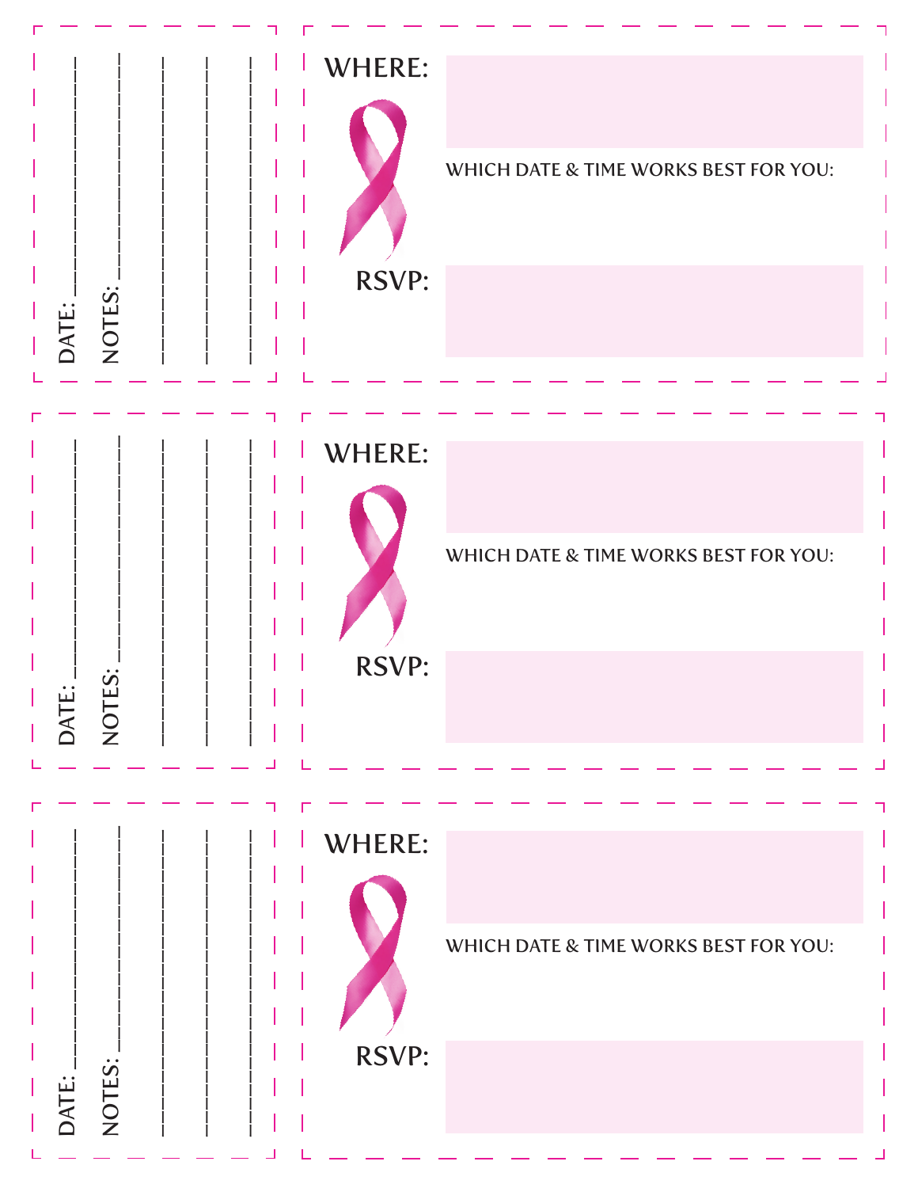DATE: ____________

NOTES: ____________

WHERE:

WHICH DATE & TIME WORKS BEST FOR YOU:

RSVP:

DATE: ____________

NOTES: ____________

WHERE:

WHICH DATE & TIME WORKS BEST FOR YOU:

RSVP:

DATE: ____________

NOTES: ____________

WHERE:

WHICH DATE & TIME WORKS BEST FOR YOU:

RSVP: